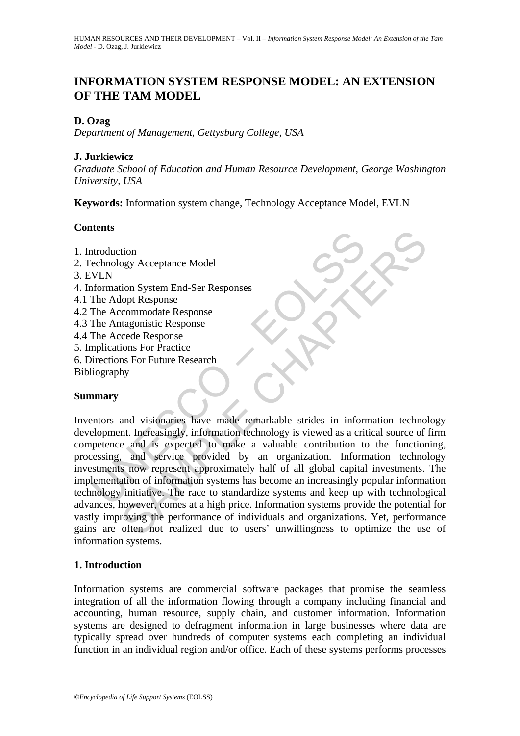# INFORMATION SYSTEM RESPONSE MODEL: AN EXTENSION OF THE TAM MODEL

**D. Ozag**

*Department of Management, Gettysburg College, USA*

**J. Jurkiewicz**

*Graduate School of Education and Human Resource Development, George Washington University, USA*

**Keywords:** Information system change, Technology Acceptance Model, EVLN

**Contents**

1. Introduction
2. Technology Acceptance Model
3. EVLN
4. Information System End-Ser Responses
4.1 The Adopt Response
4.2 The Accommodate Response
4.3 The Antagonistic Response
4.4 The Accede Response
5. Implications For Practice
6. Directions For Future Research

Bibliography

**Summary**

Inventors and visionaries have made remarkable strides in information technology development. Increasingly, information technology is viewed as a critical source of firm competence and is expected to make a valuable contribution to the functioning, processing, and service provided by an organization. Information technology investments now represent approximately half of all global capital investments. The implementation of information systems has become an increasingly popular information technology initiative. The race to standardize systems and keep up with technological advances, however, comes at a high price. Information systems provide the potential for vastly improving the performance of individuals and organizations. Yet, performance gains are often not realized due to users' unwillingness to optimize the use of information systems.

## 1. Introduction

Information systems are commercial software packages that promise the seamless integration of all the information flowing through a company including financial and accounting, human resource, supply chain, and customer information. Information systems are designed to defragment information in large businesses where data are typically spread over hundreds of computer systems each completing an individual function in an individual region and/or office. Each of these systems performs processes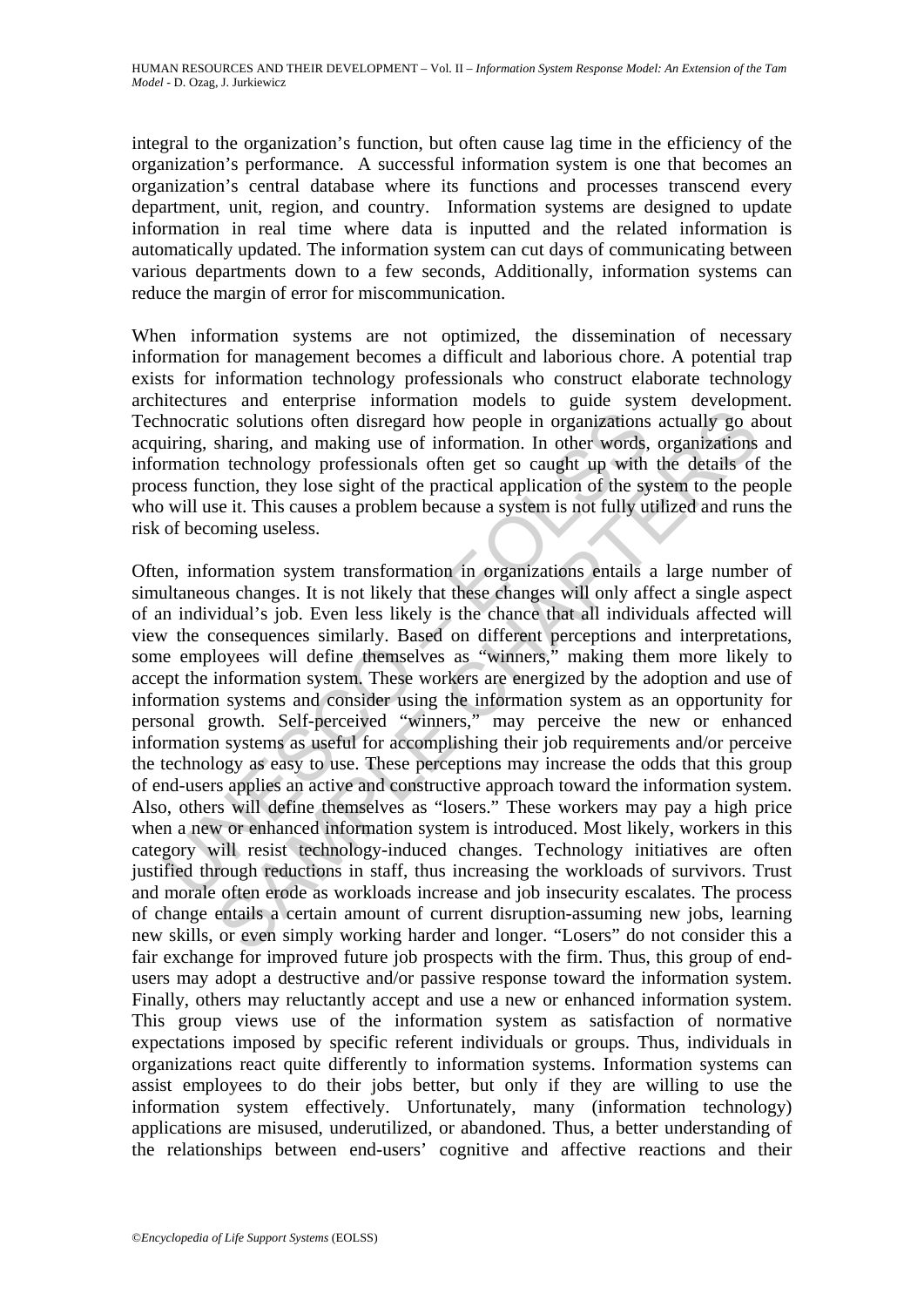integral to the organization's function, but often cause lag time in the efficiency of the organization's performance. A successful information system is one that becomes an organization's central database where its functions and processes transcend every department, unit, region, and country. Information systems are designed to update information in real time where data is inputted and the related information is automatically updated. The information system can cut days of communicating between various departments down to a few seconds, Additionally, information systems can reduce the margin of error for miscommunication.

When information systems are not optimized, the dissemination of necessary information for management becomes a difficult and laborious chore. A potential trap exists for information technology professionals who construct elaborate technology architectures and enterprise information models to guide system development. Technocratic solutions often disregard how people in organizations actually go about acquiring, sharing, and making use of information. In other words, organizations and information technology professionals often get so caught up with the details of the process function, they lose sight of the practical application of the system to the people who will use it. This causes a problem because a system is not fully utilized and runs the risk of becoming useless.

Often, information system transformation in organizations entails a large number of simultaneous changes. It is not likely that these changes will only affect a single aspect of an individual's job. Even less likely is the chance that all individuals affected will view the consequences similarly. Based on different perceptions and interpretations, some employees will define themselves as "winners," making them more likely to accept the information system. These workers are energized by the adoption and use of information systems and consider using the information system as an opportunity for personal growth. Self-perceived "winners," may perceive the new or enhanced information systems as useful for accomplishing their job requirements and/or perceive the technology as easy to use. These perceptions may increase the odds that this group of end-users applies an active and constructive approach toward the information system. Also, others will define themselves as "losers." These workers may pay a high price when a new or enhanced information system is introduced. Most likely, workers in this category will resist technology-induced changes. Technology initiatives are often justified through reductions in staff, thus increasing the workloads of survivors. Trust and morale often erode as workloads increase and job insecurity escalates. The process of change entails a certain amount of current disruption-assuming new jobs, learning new skills, or even simply working harder and longer. "Losers" do not consider this a fair exchange for improved future job prospects with the firm. Thus, this group of end-users may adopt a destructive and/or passive response toward the information system. Finally, others may reluctantly accept and use a new or enhanced information system. This group views use of the information system as satisfaction of normative expectations imposed by specific referent individuals or groups. Thus, individuals in organizations react quite differently to information systems. Information systems can assist employees to do their jobs better, but only if they are willing to use the information system effectively. Unfortunately, many (information technology) applications are misused, underutilized, or abandoned. Thus, a better understanding of the relationships between end-users' cognitive and affective reactions and their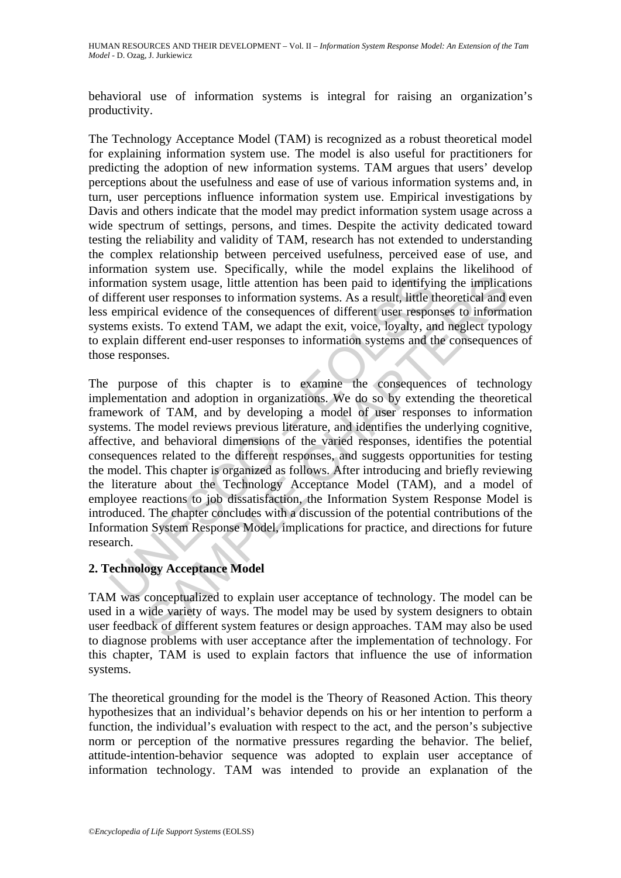behavioral use of information systems is integral for raising an organization's productivity.

The Technology Acceptance Model (TAM) is recognized as a robust theoretical model for explaining information system use. The model is also useful for practitioners for predicting the adoption of new information systems. TAM argues that users' develop perceptions about the usefulness and ease of use of various information systems and, in turn, user perceptions influence information system use. Empirical investigations by Davis and others indicate that the model may predict information system usage across a wide spectrum of settings, persons, and times. Despite the activity dedicated toward testing the reliability and validity of TAM, research has not extended to understanding the complex relationship between perceived usefulness, perceived ease of use, and information system use. Specifically, while the model explains the likelihood of information system usage, little attention has been paid to identifying the implications of different user responses to information systems. As a result, little theoretical and even less empirical evidence of the consequences of different user responses to information systems exists. To extend TAM, we adapt the exit, voice, loyalty, and neglect typology to explain different end-user responses to information systems and the consequences of those responses.

The purpose of this chapter is to examine the consequences of technology implementation and adoption in organizations. We do so by extending the theoretical framework of TAM, and by developing a model of user responses to information systems. The model reviews previous literature, and identifies the underlying cognitive, affective, and behavioral dimensions of the varied responses, identifies the potential consequences related to the different responses, and suggests opportunities for testing the model. This chapter is organized as follows. After introducing and briefly reviewing the literature about the Technology Acceptance Model (TAM), and a model of employee reactions to job dissatisfaction, the Information System Response Model is introduced. The chapter concludes with a discussion of the potential contributions of the Information System Response Model, implications for practice, and directions for future research.

## 2. Technology Acceptance Model

TAM was conceptualized to explain user acceptance of technology. The model can be used in a wide variety of ways. The model may be used by system designers to obtain user feedback of different system features or design approaches. TAM may also be used to diagnose problems with user acceptance after the implementation of technology. For this chapter, TAM is used to explain factors that influence the use of information systems.

The theoretical grounding for the model is the Theory of Reasoned Action. This theory hypothesizes that an individual's behavior depends on his or her intention to perform a function, the individual's evaluation with respect to the act, and the person's subjective norm or perception of the normative pressures regarding the behavior. The belief, attitude-intention-behavior sequence was adopted to explain user acceptance of information technology. TAM was intended to provide an explanation of the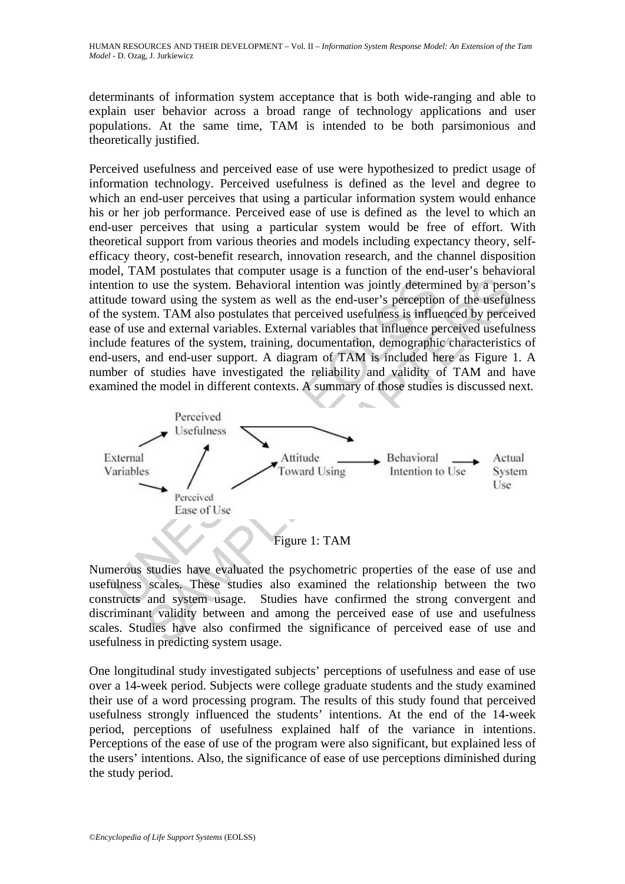determinants of information system acceptance that is both wide-ranging and able to explain user behavior across a broad range of technology applications and user populations. At the same time, TAM is intended to be both parsimonious and theoretically justified.

Perceived usefulness and perceived ease of use were hypothesized to predict usage of information technology. Perceived usefulness is defined as the level and degree to which an end-user perceives that using a particular information system would enhance his or her job performance. Perceived ease of use is defined as the level to which an end-user perceives that using a particular system would be free of effort. With theoretical support from various theories and models including expectancy theory, self-efficacy theory, cost-benefit research, innovation research, and the channel disposition model, TAM postulates that computer usage is a function of the end-user's behavioral intention to use the system. Behavioral intention was jointly determined by a person's attitude toward using the system as well as the end-user's perception of the usefulness of the system. TAM also postulates that perceived usefulness is influenced by perceived ease of use and external variables. External variables that influence perceived usefulness include features of the system, training, documentation, demographic characteristics of end-users, and end-user support. A diagram of TAM is included here as Figure 1. A number of studies have investigated the reliability and validity of TAM and have examined the model in different contexts. A summary of those studies is discussed next.

External Variables → Perceived Usefulness; External Variables → Perceived Ease of Use; Perceived Ease of Use → Perceived Usefulness; Perceived Usefulness → Attitude Toward Using; Perceived Ease of Use → Attitude Toward Using; Perceived Usefulness → Behavioral Intention to Use; Attitude Toward Using → Behavioral Intention to Use → Actual System Use

Figure 1: TAM

Numerous studies have evaluated the psychometric properties of the ease of use and usefulness scales. These studies also examined the relationship between the two constructs and system usage. Studies have confirmed the strong convergent and discriminant validity between and among the perceived ease of use and usefulness scales. Studies have also confirmed the significance of perceived ease of use and usefulness in predicting system usage.

One longitudinal study investigated subjects' perceptions of usefulness and ease of use over a 14-week period. Subjects were college graduate students and the study examined their use of a word processing program. The results of this study found that perceived usefulness strongly influenced the students' intentions. At the end of the 14-week period, perceptions of usefulness explained half of the variance in intentions. Perceptions of the ease of use of the program were also significant, but explained less of the users' intentions. Also, the significance of ease of use perceptions diminished during the study period.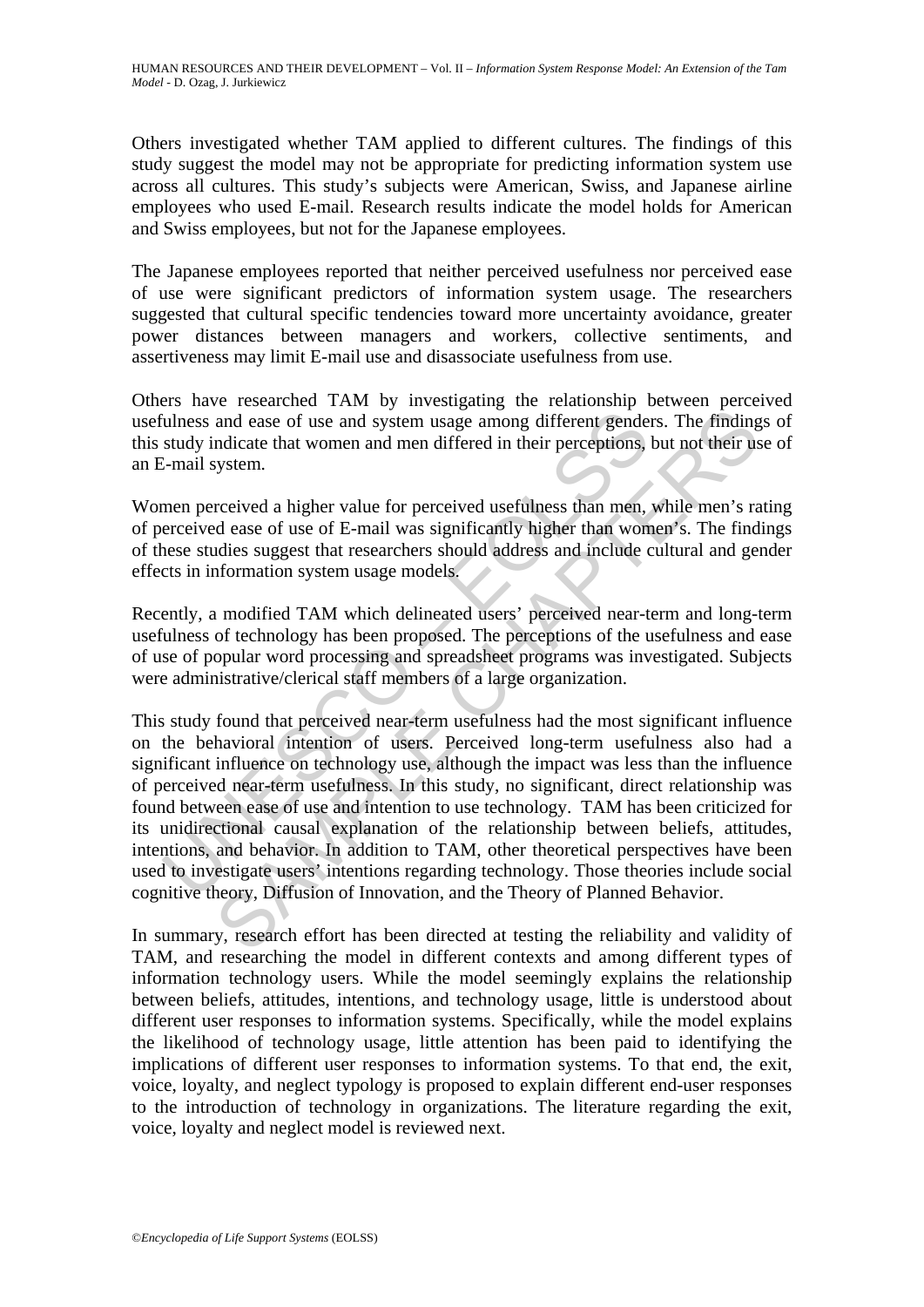Others investigated whether TAM applied to different cultures. The findings of this study suggest the model may not be appropriate for predicting information system use across all cultures. This study's subjects were American, Swiss, and Japanese airline employees who used E-mail. Research results indicate the model holds for American and Swiss employees, but not for the Japanese employees.

The Japanese employees reported that neither perceived usefulness nor perceived ease of use were significant predictors of information system usage. The researchers suggested that cultural specific tendencies toward more uncertainty avoidance, greater power distances between managers and workers, collective sentiments, and assertiveness may limit E-mail use and disassociate usefulness from use.

Others have researched TAM by investigating the relationship between perceived usefulness and ease of use and system usage among different genders. The findings of this study indicate that women and men differed in their perceptions, but not their use of an E-mail system.

Women perceived a higher value for perceived usefulness than men, while men's rating of perceived ease of use of E-mail was significantly higher than women's. The findings of these studies suggest that researchers should address and include cultural and gender effects in information system usage models.

Recently, a modified TAM which delineated users' perceived near-term and long-term usefulness of technology has been proposed. The perceptions of the usefulness and ease of use of popular word processing and spreadsheet programs was investigated. Subjects were administrative/clerical staff members of a large organization.

This study found that perceived near-term usefulness had the most significant influence on the behavioral intention of users. Perceived long-term usefulness also had a significant influence on technology use, although the impact was less than the influence of perceived near-term usefulness. In this study, no significant, direct relationship was found between ease of use and intention to use technology. TAM has been criticized for its unidirectional causal explanation of the relationship between beliefs, attitudes, intentions, and behavior. In addition to TAM, other theoretical perspectives have been used to investigate users' intentions regarding technology. Those theories include social cognitive theory, Diffusion of Innovation, and the Theory of Planned Behavior.

In summary, research effort has been directed at testing the reliability and validity of TAM, and researching the model in different contexts and among different types of information technology users. While the model seemingly explains the relationship between beliefs, attitudes, intentions, and technology usage, little is understood about different user responses to information systems. Specifically, while the model explains the likelihood of technology usage, little attention has been paid to identifying the implications of different user responses to information systems. To that end, the exit, voice, loyalty, and neglect typology is proposed to explain different end-user responses to the introduction of technology in organizations. The literature regarding the exit, voice, loyalty and neglect model is reviewed next.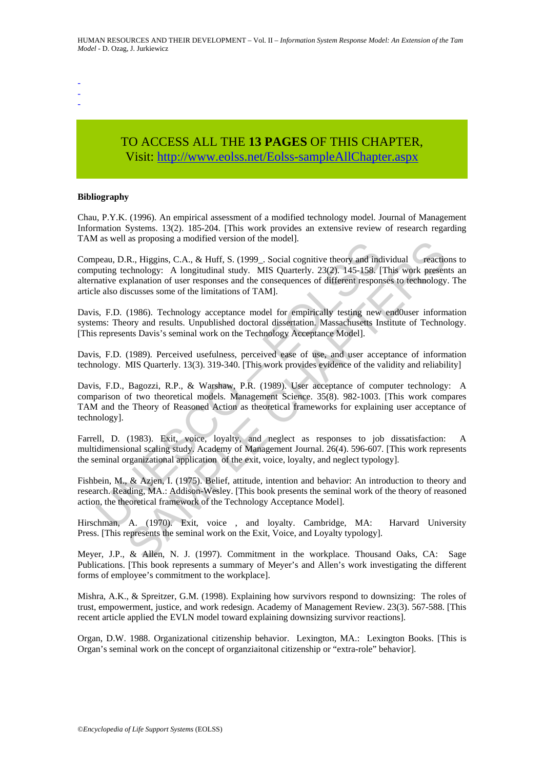-
-
-

TO ACCESS ALL THE **13 PAGES** OF THIS CHAPTER,
Visit: http://www.eolss.net/Eolss-sampleAllChapter.aspx

**Bibliography**

Chau, P.Y.K. (1996). An empirical assessment of a modified technology model. Journal of Management Information Systems. 13(2). 185-204. [This work provides an extensive review of research regarding TAM as well as proposing a modified version of the model].

Compeau, D.R., Higgins, C.A., & Huff, S. (1999_. Social cognitive theory and individual reactions to computing technology: A longitudinal study. MIS Quarterly. 23(2). 145-158. [This work presents an alternative explanation of user responses and the consequences of different responses to technology. The article also discusses some of the limitations of TAM].

Davis, F.D. (1986). Technology acceptance model for empirically testing new end0user information systems: Theory and results. Unpublished doctoral dissertation. Massachusetts Institute of Technology. [This represents Davis's seminal work on the Technology Acceptance Model].

Davis, F.D. (1989). Perceived usefulness, perceived ease of use, and user acceptance of information technology. MIS Quarterly. 13(3). 319-340. [This work provides evidence of the validity and reliability]

Davis, F.D., Bagozzi, R.P., & Warshaw, P.R. (1989). User acceptance of computer technology: A comparison of two theoretical models. Management Science. 35(8). 982-1003. [This work compares TAM and the Theory of Reasoned Action as theoretical frameworks for explaining user acceptance of technology].

Farrell, D. (1983). Exit, voice, loyalty, and neglect as responses to job dissatisfaction: A multidimensional scaling study. Academy of Management Journal. 26(4). 596-607. [This work represents the seminal organizational application of the exit, voice, loyalty, and neglect typology].

Fishbein, M., & Azjen, I. (1975). Belief, attitude, intention and behavior: An introduction to theory and research. Reading, MA.: Addison-Wesley. [This book presents the seminal work of the theory of reasoned action, the theoretical framework of the Technology Acceptance Model].

Hirschman, A. (1970). Exit, voice , and loyalty. Cambridge, MA: Harvard University Press. [This represents the seminal work on the Exit, Voice, and Loyalty typology].

Meyer, J.P., & Allen, N. J. (1997). Commitment in the workplace. Thousand Oaks, CA: Sage Publications. [This book represents a summary of Meyer's and Allen's work investigating the different forms of employee's commitment to the workplace].

Mishra, A.K., & Spreitzer, G.M. (1998). Explaining how survivors respond to downsizing: The roles of trust, empowerment, justice, and work redesign. Academy of Management Review. 23(3). 567-588. [This recent article applied the EVLN model toward explaining downsizing survivor reactions].

Organ, D.W. 1988. Organizational citizenship behavior. Lexington, MA.: Lexington Books. [This is Organ's seminal work on the concept of organziaitonal citizenship or "extra-role" behavior].